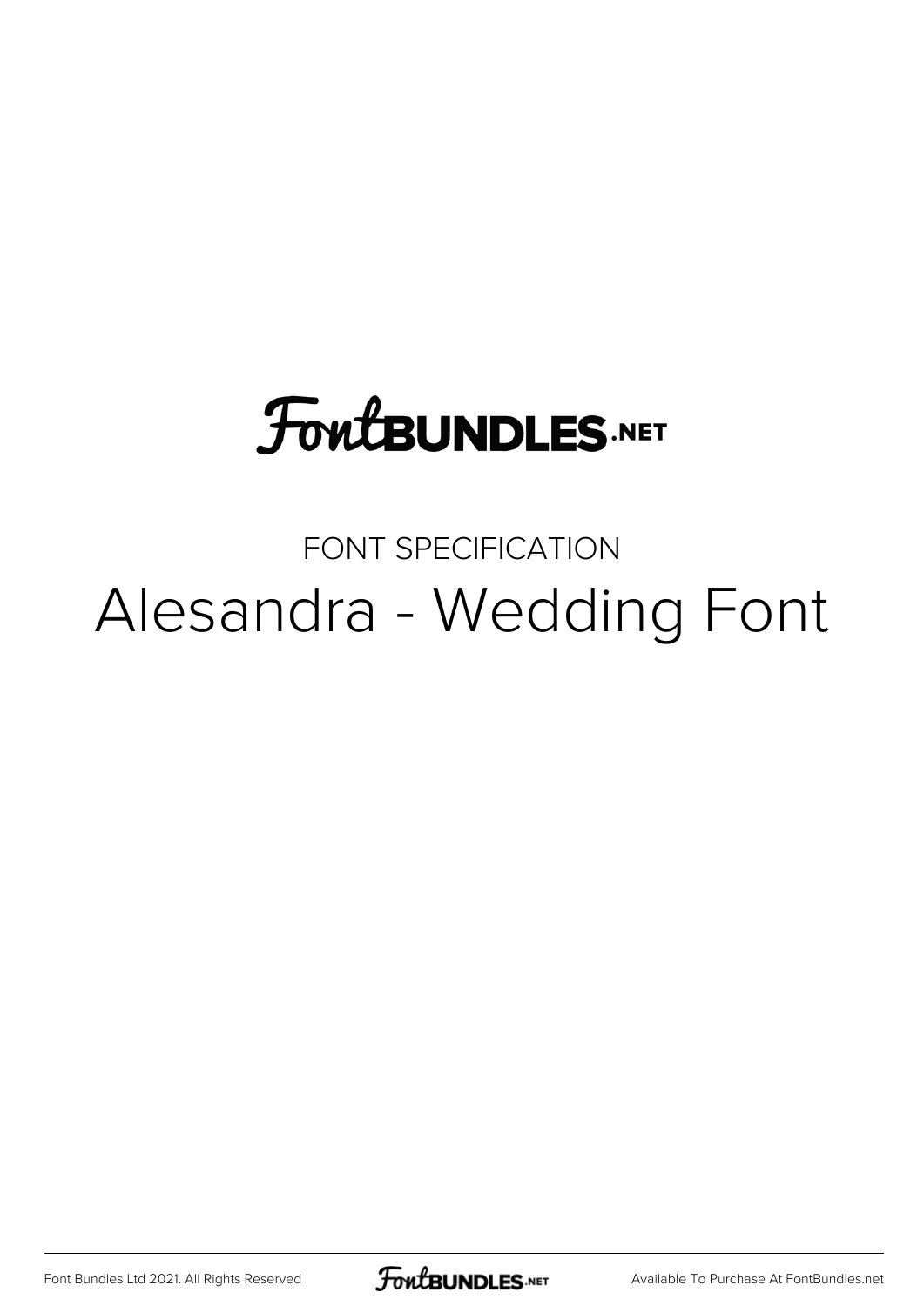# FontBUNDLES.NET

FONT SPECIFICATION

## Alesandra - Wedding Font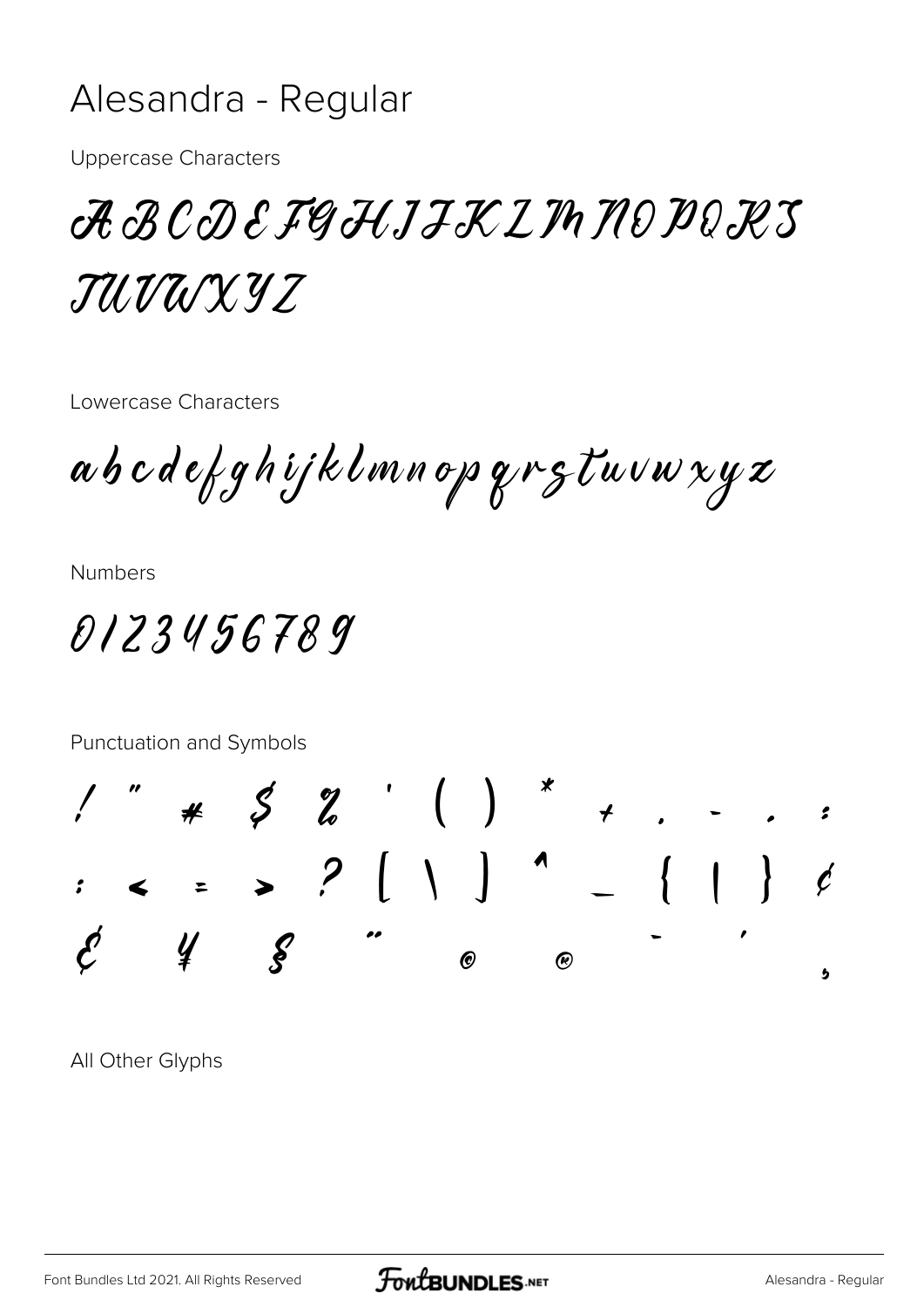# Alesandra - Regular

Uppercase Characters

A B C D E F G H I J K L M N O P Q R S T U V W X Y Z

Lowercase Characters

a b c d e f g h i j k l m n o p q r s t u v w x y z

Numbers

0 1 2 3 4 5 6 7 8 9

Punctuation and Symbols

! " # $ % ' ( ) * + , - . : ; < = > ? [ \ ] ^ _ { | } ¢ £ ¥ § ¨ © ® ¯ ´ ¸

All Other Glyphs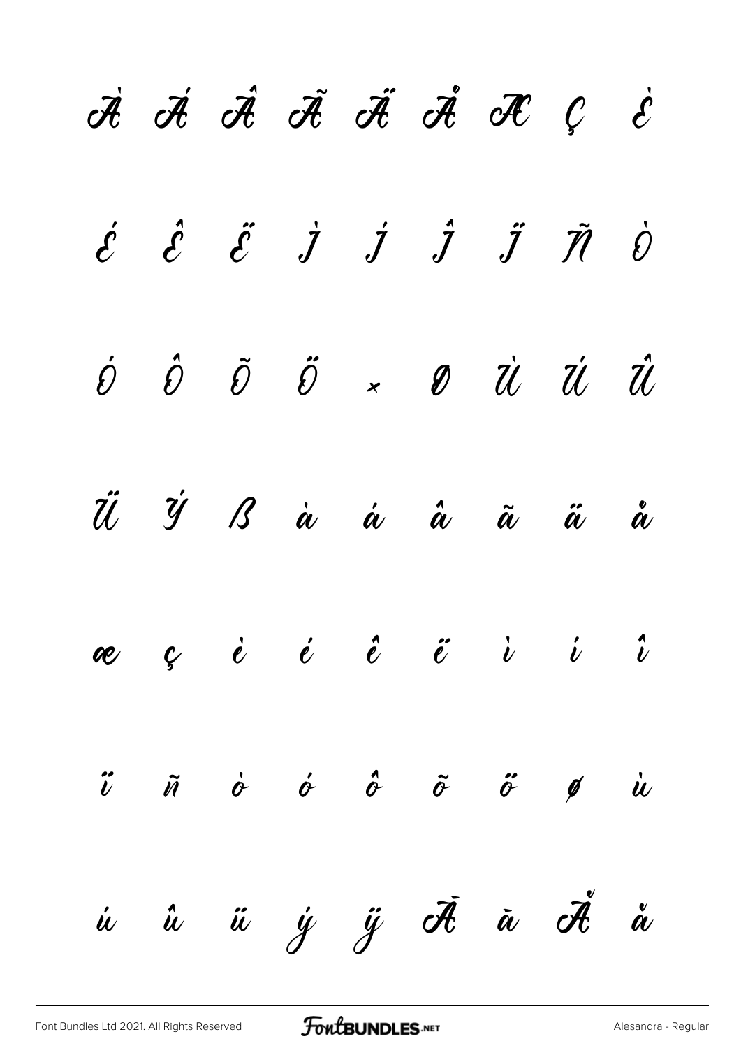À Á Â Ã Ä Å Æ Ç È

É Ê Ë Ì Í Î Ï Ñ Ò

Ó Ô Õ Ö × Ø Ù Ú Û

Ü Ý ß à á â ã ä å

æ ç è é ê ë ì í î

ï ñ ò ó ô õ ö ø ù

ú û ü ý ÿ Ā ā Ă ă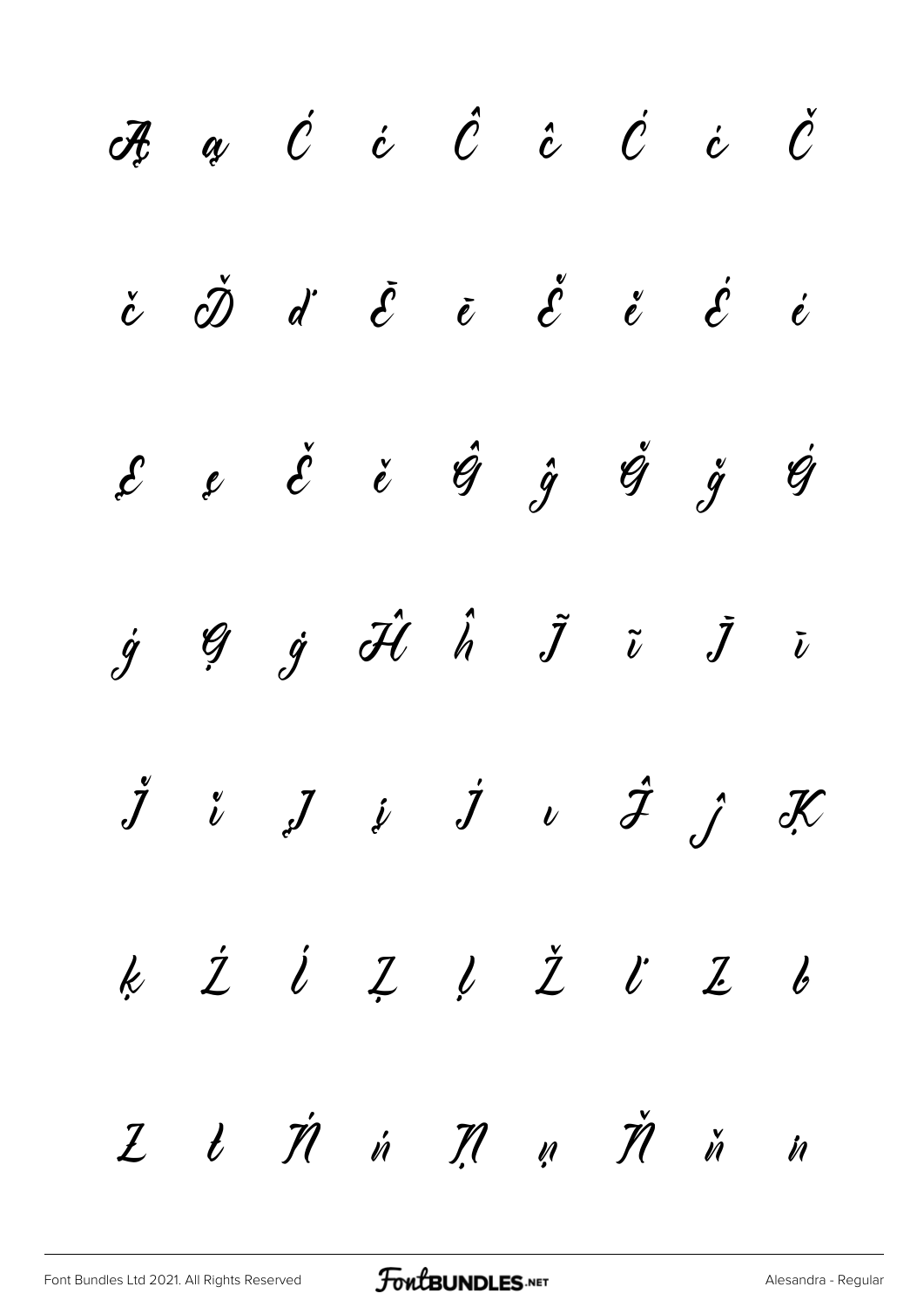Ą ą Ć ć Ĉ ĉ Ċ ċ Č

č Ď ď Ē ē Ĕ ĕ Ė ė

Ę ę Ě ě Ĝ ĝ Ğ ğ Ġ

ġ Ģ ģ Ĥ ĥ Ĩ ĩ Ī ī

Ĭ ĭ Į į İ ı Ĵ ĵ Ķ

ķ Ĺ ĺ Ļ ļ Ľ ľ Ŀ ŀ

Ł ł Ń ń Ņ ņ Ň ň ŉ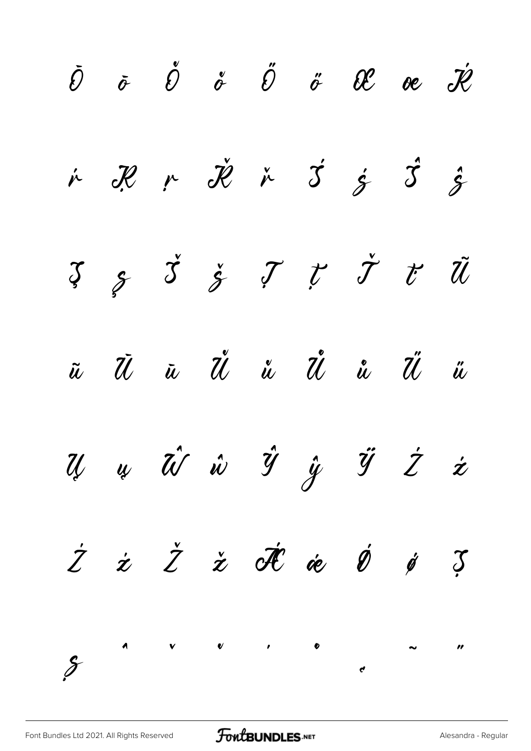Ȍ ō Ǒ ǒ Ő ő Œ œ Ŕ

ŕ Ŗ ŗ Ř ř Ś ś Ŝ ŝ

Ş ş Š š Ţ ţ Ť ť Ũ

ũ Ù ū Ǔ ǔ Ů ů Ű ű

Ų ų Ŵ ŵ Ŷ ŷ Ÿ Ź ź

Ż ż Ž ž Ǽ ǽ Ǿ ǿ Ș

ș ˆ ˇ ˘ ˙ ˚ ˛ ˜ ˝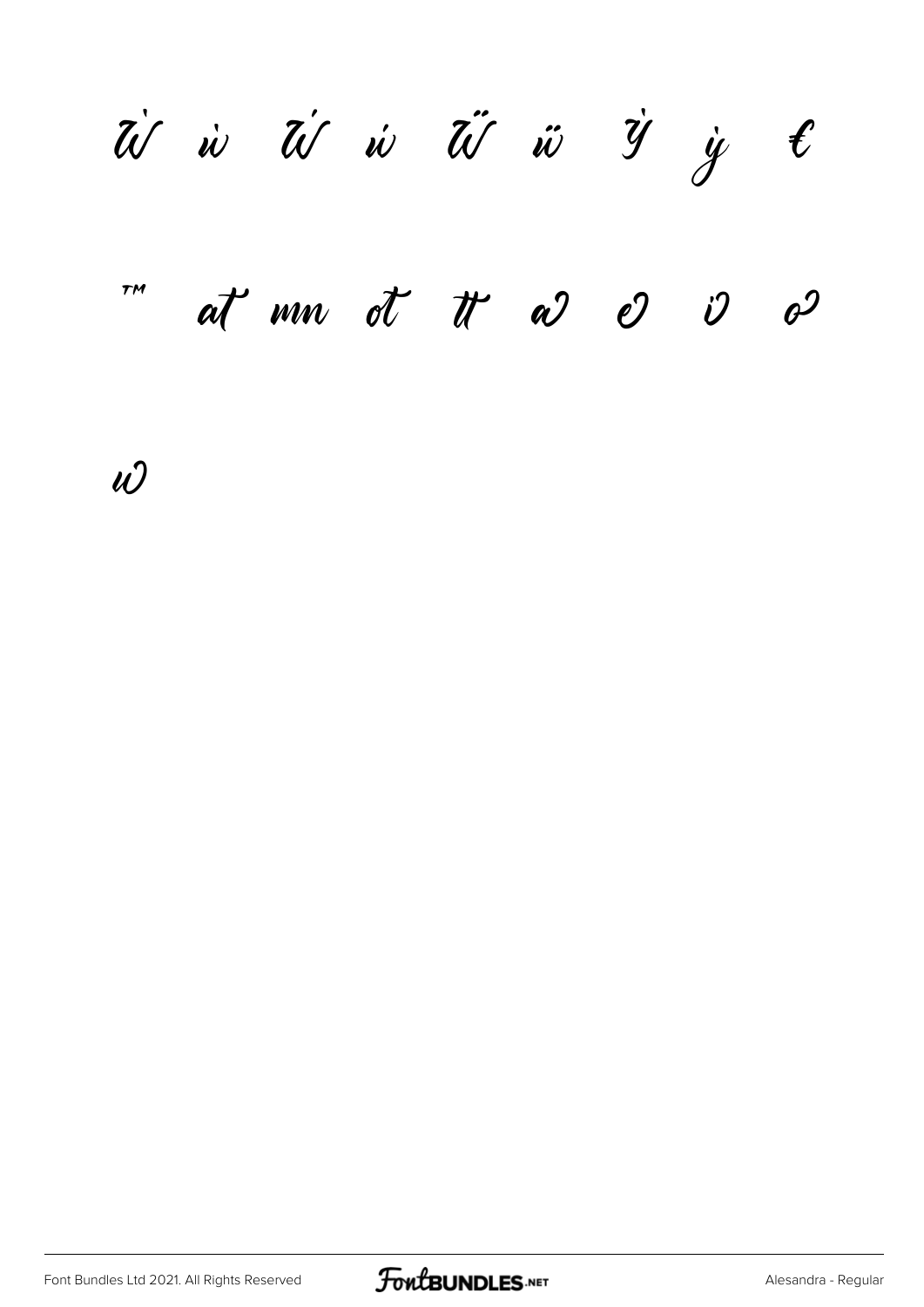Ẁ ẁ Ẃ ẃ Ẅ ẅ Ỳ ỳ €

™ at mn ot tt a e i o

w